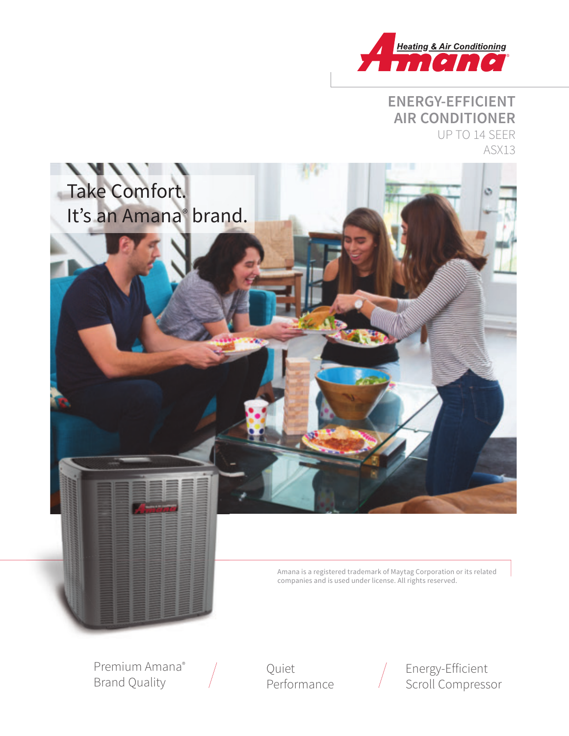Heating & Air Conditioning

Amana®

# ENERGY-EFFICIENT AIR CONDITIONER

UP TO 14 SEER

ASX13

Take Comfort.
It's an Amana® brand.

Amana is a registered trademark of Maytag Corporation or its related companies and is used under license. All rights reserved.

Premium Amana® Brand Quality

Quiet Performance

Energy-Efficient Scroll Compressor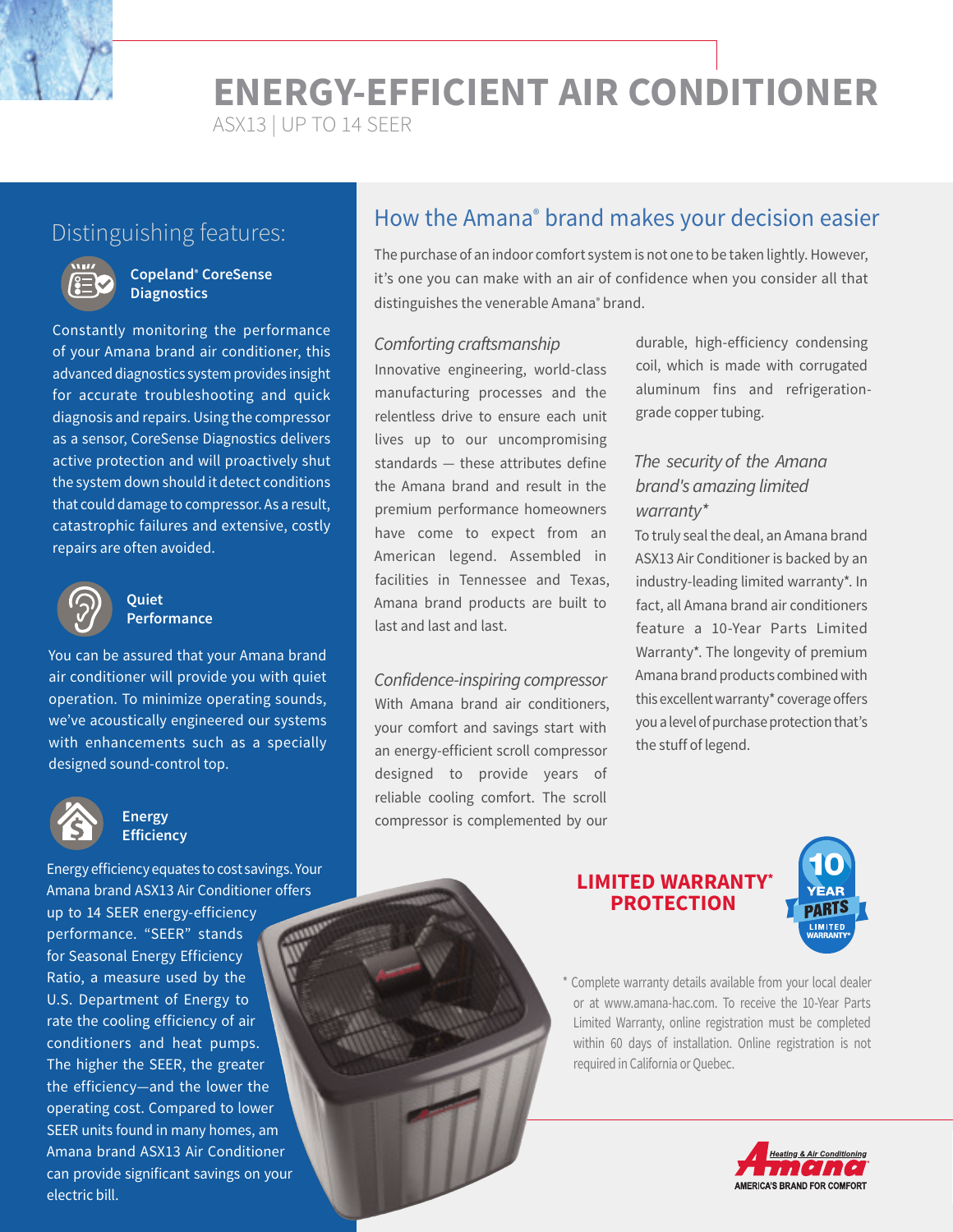# ENERGY-EFFICIENT AIR CONDITIONER

ASX13 | UP TO 14 SEER

## Distinguishing features:

### Copeland® CoreSense Diagnostics

Constantly monitoring the performance of your Amana brand air conditioner, this advanced diagnostics system provides insight for accurate troubleshooting and quick diagnosis and repairs. Using the compressor as a sensor, CoreSense Diagnostics delivers active protection and will proactively shut the system down should it detect conditions that could damage to compressor. As a result, catastrophic failures and extensive, costly repairs are often avoided.

### Quiet Performance

You can be assured that your Amana brand air conditioner will provide you with quiet operation. To minimize operating sounds, we've acoustically engineered our systems with enhancements such as a specially designed sound-control top.

### Energy Efficiency

Energy efficiency equates to cost savings. Your Amana brand ASX13 Air Conditioner offers up to 14 SEER energy-efficiency performance. "SEER" stands for Seasonal Energy Efficiency Ratio, a measure used by the U.S. Department of Energy to rate the cooling efficiency of air conditioners and heat pumps. The higher the SEER, the greater the efficiency—and the lower the operating cost. Compared to lower SEER units found in many homes, am Amana brand ASX13 Air Conditioner can provide significant savings on your electric bill.

## How the Amana® brand makes your decision easier

The purchase of an indoor comfort system is not one to be taken lightly. However, it's one you can make with an air of confidence when you consider all that distinguishes the venerable Amana® brand.

*Comforting craftsmanship*

Innovative engineering, world-class manufacturing processes and the relentless drive to ensure each unit lives up to our uncompromising standards — these attributes define the Amana brand and result in the premium performance homeowners have come to expect from an American legend. Assembled in facilities in Tennessee and Texas, Amana brand products are built to last and last and last.

*Confidence-inspiring compressor*

With Amana brand air conditioners, your comfort and savings start with an energy-efficient scroll compressor designed to provide years of reliable cooling comfort. The scroll compressor is complemented by our durable, high-efficiency condensing coil, which is made with corrugated aluminum fins and refrigeration-grade copper tubing.

*The security of the Amana brand's amazing limited warranty**

To truly seal the deal, an Amana brand ASX13 Air Conditioner is backed by an industry-leading limited warranty*. In fact, all Amana brand air conditioners feature a 10-Year Parts Limited Warranty*. The longevity of premium Amana brand products combined with this excellent warranty* coverage offers you a level of purchase protection that's the stuff of legend.

**LIMITED WARRANTY* PROTECTION**

10 YEAR PARTS LIMITED WARRANTY*

* Complete warranty details available from your local dealer or at www.amana-hac.com. To receive the 10-Year Parts Limited Warranty, online registration must be completed within 60 days of installation. Online registration is not required in California or Quebec.

Amana Heating & Air Conditioning
AMERICA'S BRAND FOR COMFORT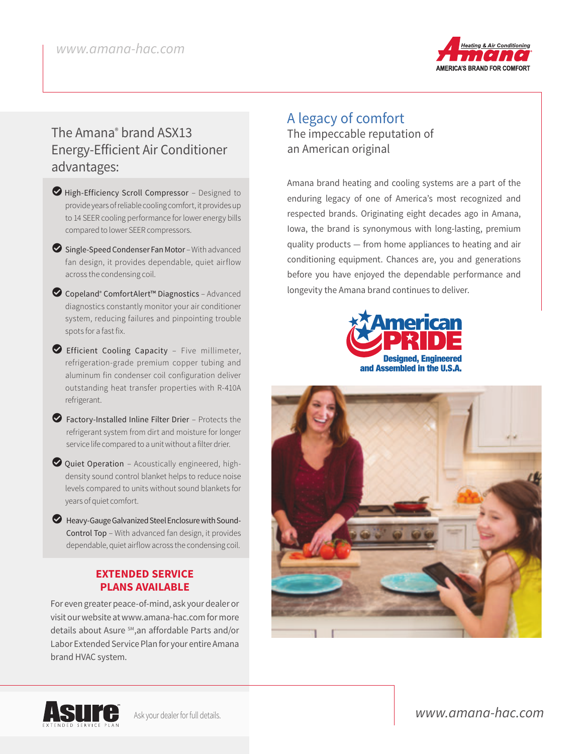## The Amana® brand ASX13 Energy-Efficient Air Conditioner advantages:

- **High-Efficiency Scroll Compressor** – Designed to provide years of reliable cooling comfort, it provides up to 14 SEER cooling performance for lower energy bills compared to lower SEER compressors.
- **Single-Speed Condenser Fan Motor** – With advanced fan design, it provides dependable, quiet airflow across the condensing coil.
- **Copeland® ComfortAlert™ Diagnostics** – Advanced diagnostics constantly monitor your air conditioner system, reducing failures and pinpointing trouble spots for a fast fix.
- **Efficient Cooling Capacity** – Five millimeter, refrigeration-grade premium copper tubing and aluminum fin condenser coil configuration deliver outstanding heat transfer properties with R-410A refrigerant.
- **Factory-Installed Inline Filter Drier** – Protects the refrigerant system from dirt and moisture for longer service life compared to a unit without a filter drier.
- **Quiet Operation** – Acoustically engineered, high-density sound control blanket helps to reduce noise levels compared to units without sound blankets for years of quiet comfort.
- **Heavy-Gauge Galvanized Steel Enclosure with Sound-Control Top** – With advanced fan design, it provides dependable, quiet airflow across the condensing coil.

**EXTENDED SERVICE PLANS AVAILABLE**

For even greater peace-of-mind, ask your dealer or visit our website at www.amana-hac.com for more details about Asure SM, an affordable Parts and/or Labor Extended Service Plan for your entire Amana brand HVAC system.

## A legacy of comfort

The impeccable reputation of an American original

Amana brand heating and cooling systems are a part of the enduring legacy of one of America's most recognized and respected brands. Originating eight decades ago in Amana, Iowa, the brand is synonymous with long-lasting, premium quality products — from home appliances to heating and air conditioning equipment. Chances are, you and generations before you have enjoyed the dependable performance and longevity the Amana brand continues to deliver.

American PRIDE – Designed, Engineered and Assembled in the U.S.A.

Asure Extended Service Plan – Ask your dealer for full details.

www.amana-hac.com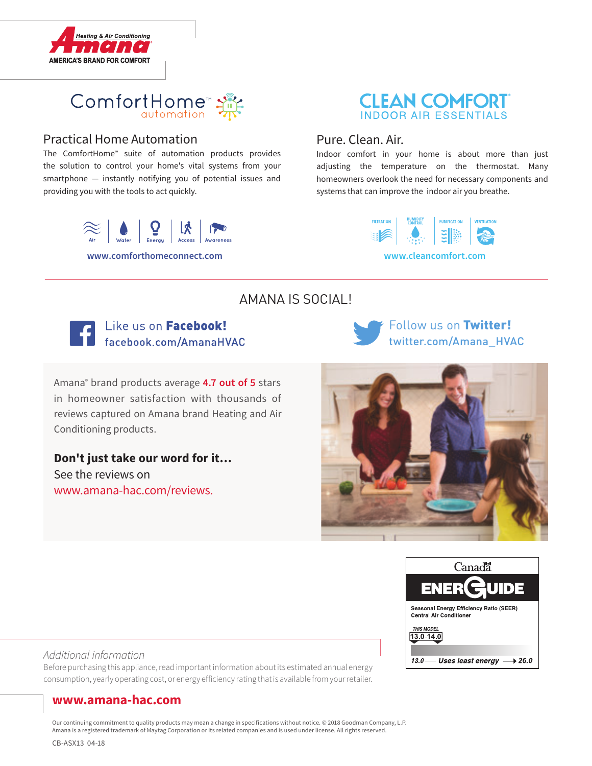Heating & Air Conditioning
Amana
AMERICA'S BRAND FOR COMFORT

ComfortHome™ automation

## Practical Home Automation

The ComfortHome™ suite of automation products provides the solution to control your home's vital systems from your smartphone — instantly notifying you of potential issues and providing you with the tools to act quickly.

Air | Water | Energy | Access | Awareness

www.comforthomeconnect.com

CLEAN COMFORT
INDOOR AIR ESSENTIALS

## Pure. Clean. Air.

Indoor comfort in your home is about more than just adjusting the temperature on the thermostat. Many homeowners overlook the need for necessary components and systems that can improve the indoor air you breathe.

FILTRATION | HUMIDITY CONTROL | PURIFICATION | VENTILATION

www.cleancomfort.com

## AMANA IS SOCIAL!

Like us on **Facebook!**
facebook.com/AmanaHVAC

Follow us on **Twitter!**
twitter.com/Amana_HVAC

Amana® brand products average **4.7 out of 5** stars in homeowner satisfaction with thousands of reviews captured on Amana brand Heating and Air Conditioning products.

**Don't just take our word for it...**
See the reviews on
www.amana-hac.com/reviews.

Canada
ENERGUIDE
Seasonal Energy Efficiency Ratio (SEER)
Central Air Conditioner
THIS MODEL
13.0-14.0
13.0 — Uses least energy → 26.0

*Additional information*

Before purchasing this appliance, read important information about its estimated annual energy consumption, yearly operating cost, or energy efficiency rating that is available from your retailer.

**www.amana-hac.com**

Our continuing commitment to quality products may mean a change in specifications without notice. © 2018 Goodman Company, L.P.
Amana is a registered trademark of Maytag Corporation or its related companies and is used under license. All rights reserved.

CB-ASX13 04-18